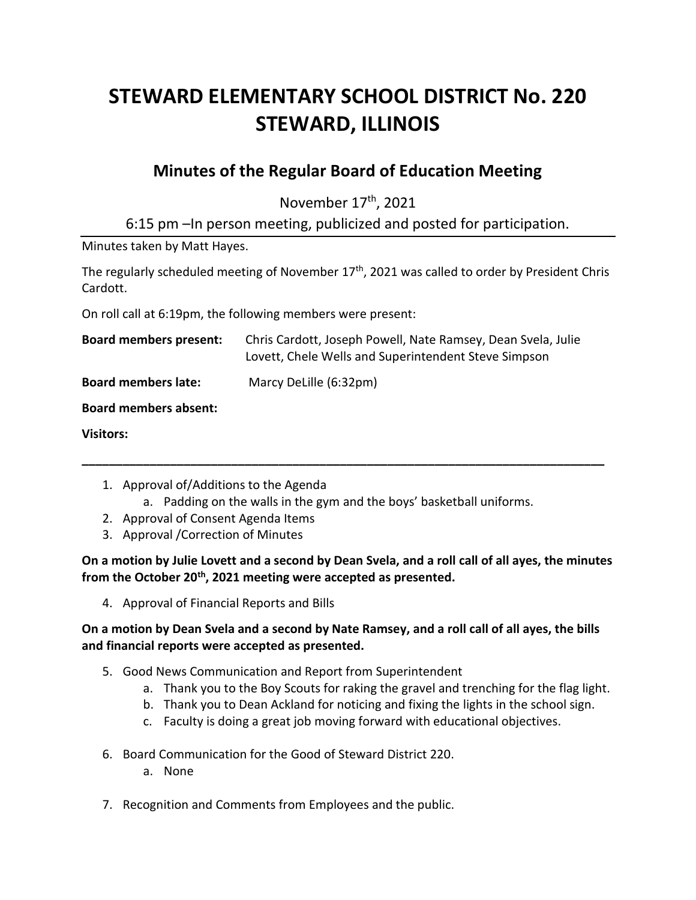# STEWARD ELEMENTARY SCHOOL DISTRICT No. 220
# STEWARD, ILLINOIS

## Minutes of the Regular Board of Education Meeting

November 17th, 2021

6:15 pm –In person meeting, publicized and posted for participation.

Minutes taken by Matt Hayes.

The regularly scheduled meeting of November 17th, 2021 was called to order by President Chris Cardott.

On roll call at 6:19pm, the following members were present:

**Board members present:** Chris Cardott, Joseph Powell, Nate Ramsey, Dean Svela, Julie Lovett, Chele Wells and Superintendent Steve Simpson

**Board members late:** Marcy DeLille (6:32pm)

**Board members absent:**

**Visitors:**

---

1. Approval of/Additions to the Agenda
   a. Padding on the walls in the gym and the boys' basketball uniforms.
2. Approval of Consent Agenda Items
3. Approval /Correction of Minutes

**On a motion by Julie Lovett and a second by Dean Svela, and a roll call of all ayes, the minutes from the October 20th, 2021 meeting were accepted as presented.**

4. Approval of Financial Reports and Bills

**On a motion by Dean Svela and a second by Nate Ramsey, and a roll call of all ayes, the bills and financial reports were accepted as presented.**

5. Good News Communication and Report from Superintendent
   a. Thank you to the Boy Scouts for raking the gravel and trenching for the flag light.
   b. Thank you to Dean Ackland for noticing and fixing the lights in the school sign.
   c. Faculty is doing a great job moving forward with educational objectives.

6. Board Communication for the Good of Steward District 220.
   a. None

7. Recognition and Comments from Employees and the public.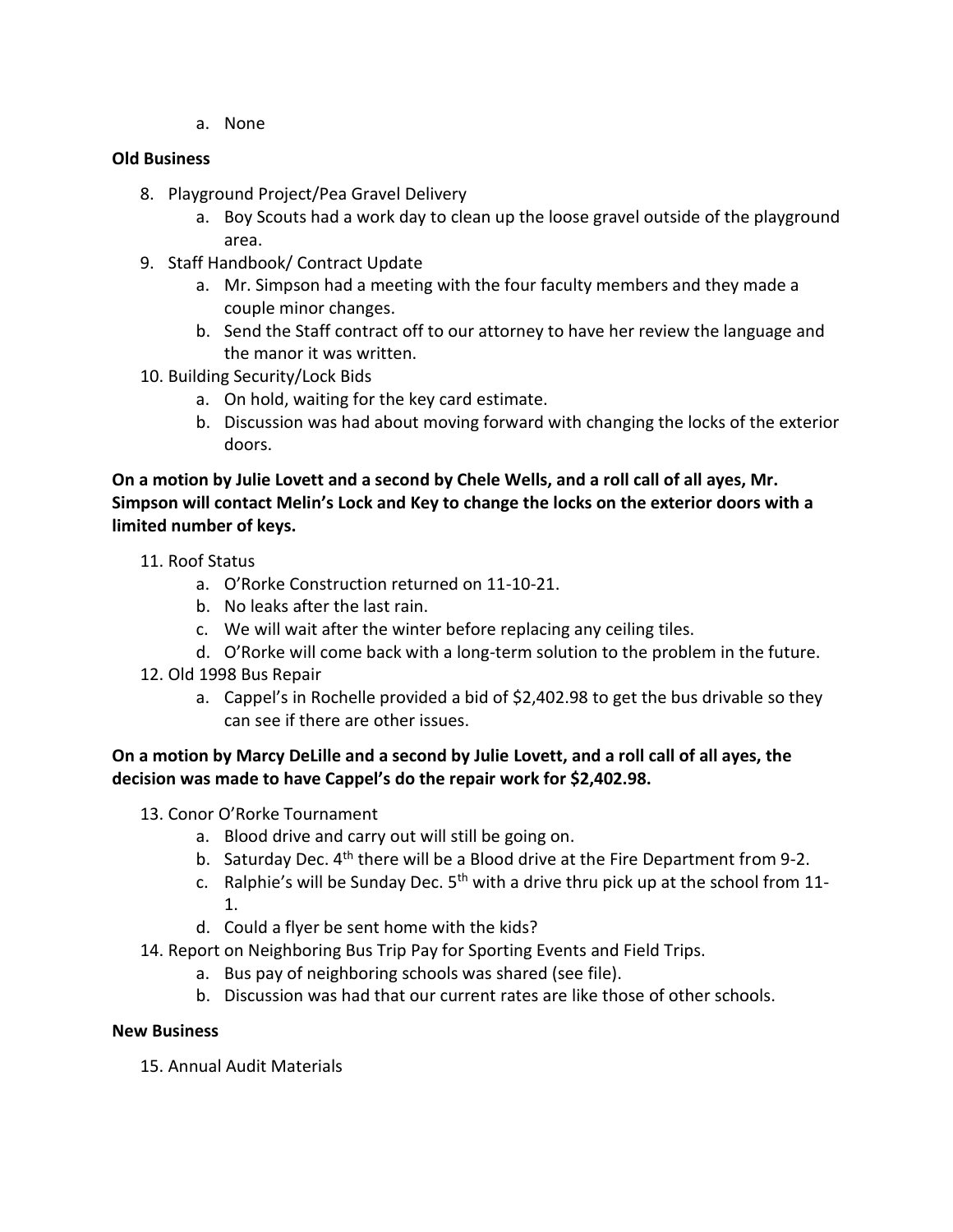a. None

**Old Business**

8. Playground Project/Pea Gravel Delivery
   a. Boy Scouts had a work day to clean up the loose gravel outside of the playground area.
9. Staff Handbook/ Contract Update
   a. Mr. Simpson had a meeting with the four faculty members and they made a couple minor changes.
   b. Send the Staff contract off to our attorney to have her review the language and the manor it was written.
10. Building Security/Lock Bids
   a. On hold, waiting for the key card estimate.
   b. Discussion was had about moving forward with changing the locks of the exterior doors.

**On a motion by Julie Lovett and a second by Chele Wells, and a roll call of all ayes, Mr. Simpson will contact Melin's Lock and Key to change the locks on the exterior doors with a limited number of keys.**

11. Roof Status
   a. O'Rorke Construction returned on 11-10-21.
   b. No leaks after the last rain.
   c. We will wait after the winter before replacing any ceiling tiles.
   d. O'Rorke will come back with a long-term solution to the problem in the future.
12. Old 1998 Bus Repair
   a. Cappel's in Rochelle provided a bid of $2,402.98 to get the bus drivable so they can see if there are other issues.

**On a motion by Marcy DeLille and a second by Julie Lovett, and a roll call of all ayes, the decision was made to have Cappel's do the repair work for $2,402.98.**

13. Conor O'Rorke Tournament
   a. Blood drive and carry out will still be going on.
   b. Saturday Dec. 4th there will be a Blood drive at the Fire Department from 9-2.
   c. Ralphie's will be Sunday Dec. 5th with a drive thru pick up at the school from 11-1.
   d. Could a flyer be sent home with the kids?
14. Report on Neighboring Bus Trip Pay for Sporting Events and Field Trips.
   a. Bus pay of neighboring schools was shared (see file).
   b. Discussion was had that our current rates are like those of other schools.

**New Business**

15. Annual Audit Materials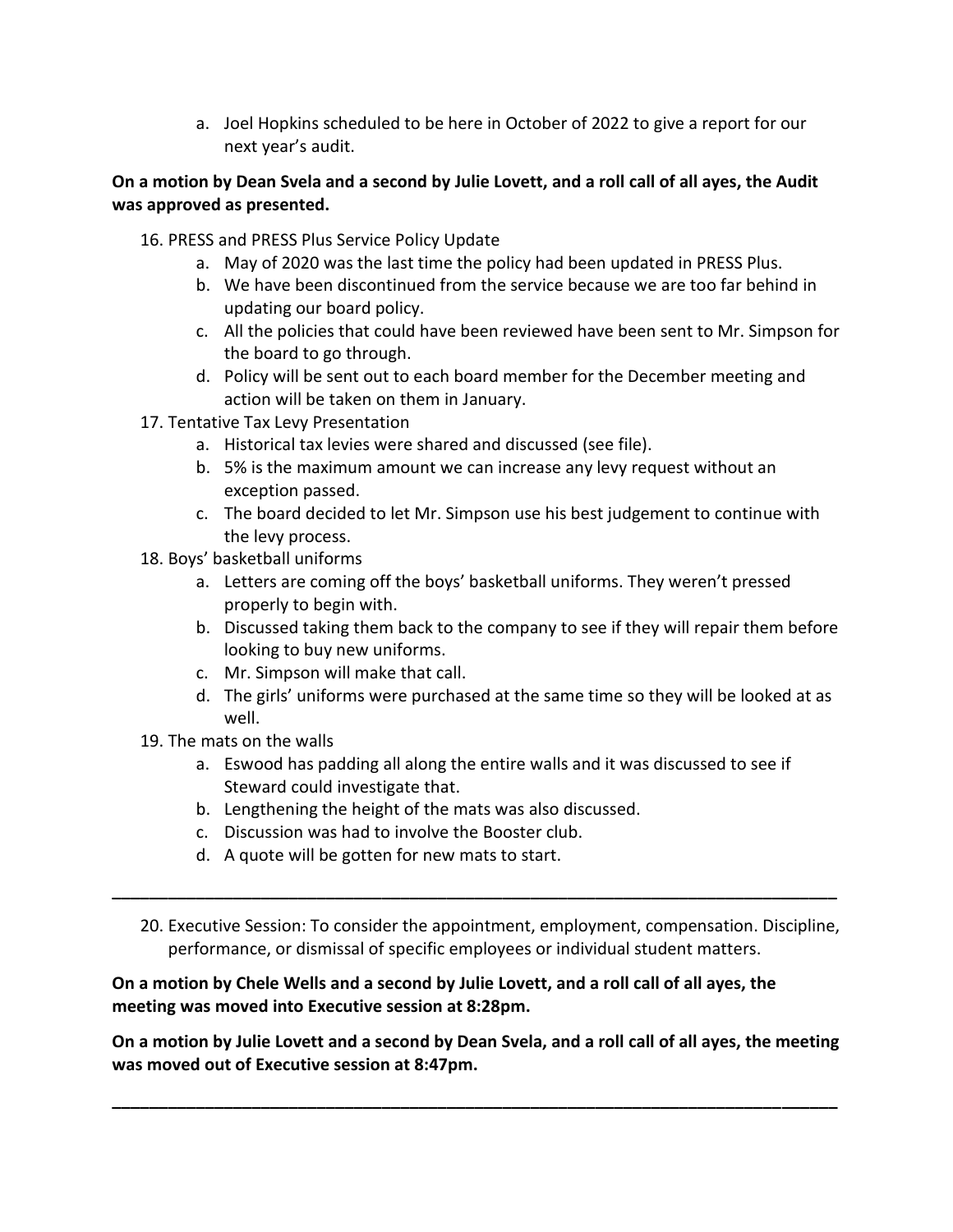a. Joel Hopkins scheduled to be here in October of 2022 to give a report for our next year's audit.

**On a motion by Dean Svela and a second by Julie Lovett, and a roll call of all ayes, the Audit was approved as presented.**

16. PRESS and PRESS Plus Service Policy Update
    a. May of 2020 was the last time the policy had been updated in PRESS Plus.
    b. We have been discontinued from the service because we are too far behind in updating our board policy.
    c. All the policies that could have been reviewed have been sent to Mr. Simpson for the board to go through.
    d. Policy will be sent out to each board member for the December meeting and action will be taken on them in January.
17. Tentative Tax Levy Presentation
    a. Historical tax levies were shared and discussed (see file).
    b. 5% is the maximum amount we can increase any levy request without an exception passed.
    c. The board decided to let Mr. Simpson use his best judgement to continue with the levy process.
18. Boys' basketball uniforms
    a. Letters are coming off the boys' basketball uniforms. They weren't pressed properly to begin with.
    b. Discussed taking them back to the company to see if they will repair them before looking to buy new uniforms.
    c. Mr. Simpson will make that call.
    d. The girls' uniforms were purchased at the same time so they will be looked at as well.
19. The mats on the walls
    a. Eswood has padding all along the entire walls and it was discussed to see if Steward could investigate that.
    b. Lengthening the height of the mats was also discussed.
    c. Discussion was had to involve the Booster club.
    d. A quote will be gotten for new mats to start.

---

20. Executive Session: To consider the appointment, employment, compensation. Discipline, performance, or dismissal of specific employees or individual student matters.

**On a motion by Chele Wells and a second by Julie Lovett, and a roll call of all ayes, the meeting was moved into Executive session at 8:28pm.**

**On a motion by Julie Lovett and a second by Dean Svela, and a roll call of all ayes, the meeting was moved out of Executive session at 8:47pm.**

---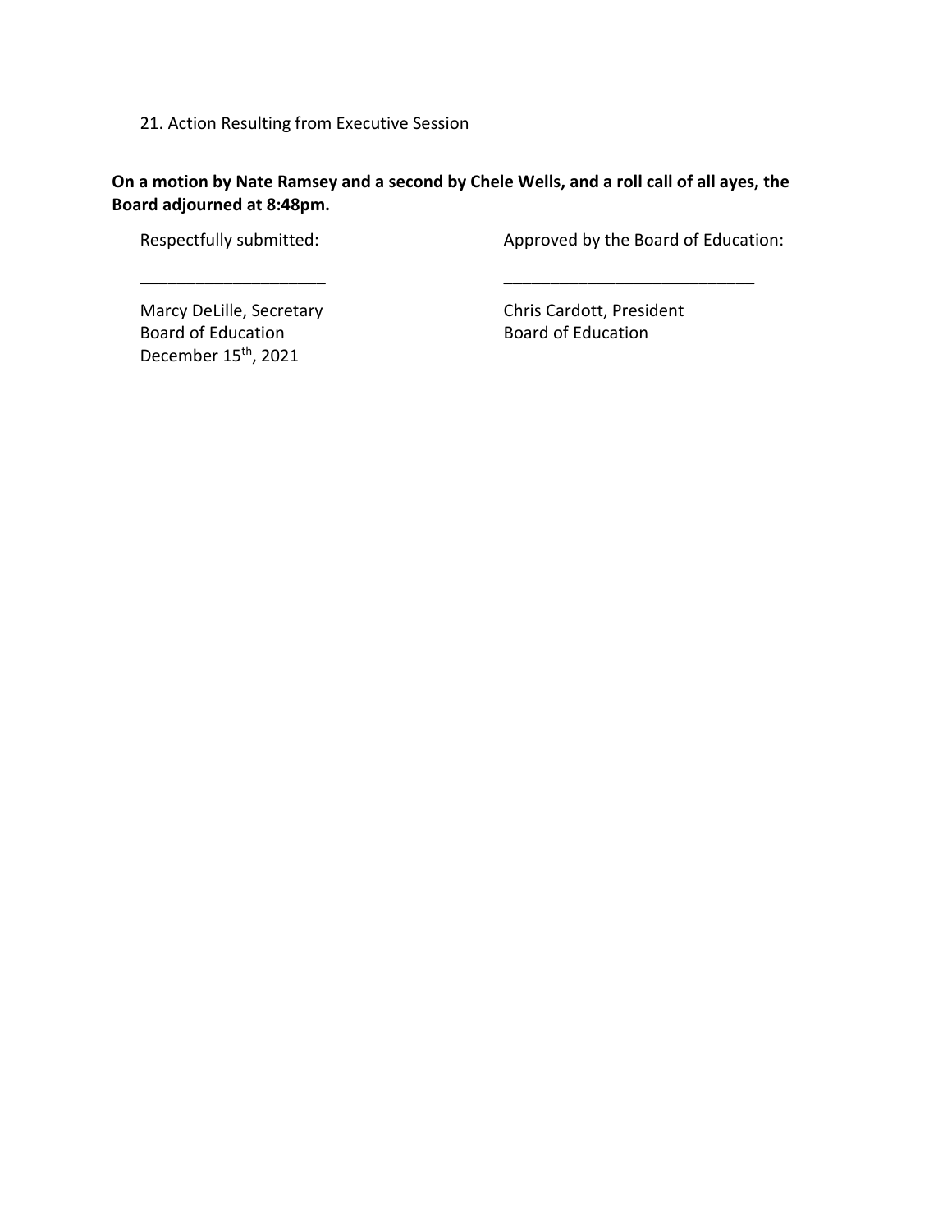21. Action Resulting from Executive Session

**On a motion by Nate Ramsey and a second by Chele Wells, and a roll call of all ayes, the Board adjourned at 8:48pm.**

Respectfully submitted:

____________________

Marcy DeLille, Secretary
Board of Education
December 15th, 2021

Approved by the Board of Education:

___________________________

Chris Cardott, President
Board of Education